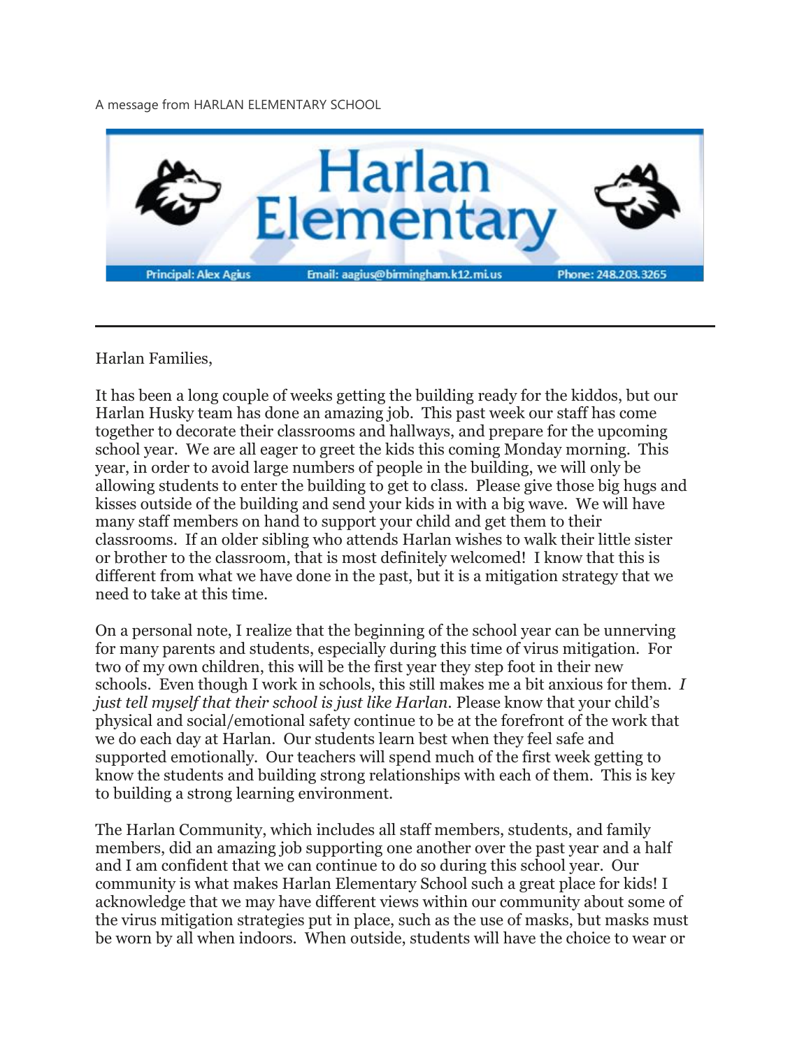A message from HARLAN ELEMENTARY SCHOOL

# Harlan Elementary

Principal: Alex Agius | Email: aagius@birmingham.k12.mi.us | Phone: 248.203.3265

---

Harlan Families,

It has been a long couple of weeks getting the building ready for the kiddos, but our Harlan Husky team has done an amazing job. This past week our staff has come together to decorate their classrooms and hallways, and prepare for the upcoming school year. We are all eager to greet the kids this coming Monday morning. This year, in order to avoid large numbers of people in the building, we will only be allowing students to enter the building to get to class. Please give those big hugs and kisses outside of the building and send your kids in with a big wave. We will have many staff members on hand to support your child and get them to their classrooms. If an older sibling who attends Harlan wishes to walk their little sister or brother to the classroom, that is most definitely welcomed! I know that this is different from what we have done in the past, but it is a mitigation strategy that we need to take at this time.

On a personal note, I realize that the beginning of the school year can be unnerving for many parents and students, especially during this time of virus mitigation. For two of my own children, this will be the first year they step foot in their new schools. Even though I work in schools, this still makes me a bit anxious for them. *I just tell myself that their school is just like Harlan.* Please know that your child's physical and social/emotional safety continue to be at the forefront of the work that we do each day at Harlan. Our students learn best when they feel safe and supported emotionally. Our teachers will spend much of the first week getting to know the students and building strong relationships with each of them. This is key to building a strong learning environment.

The Harlan Community, which includes all staff members, students, and family members, did an amazing job supporting one another over the past year and a half and I am confident that we can continue to do so during this school year. Our community is what makes Harlan Elementary School such a great place for kids! I acknowledge that we may have different views within our community about some of the virus mitigation strategies put in place, such as the use of masks, but masks must be worn by all when indoors. When outside, students will have the choice to wear or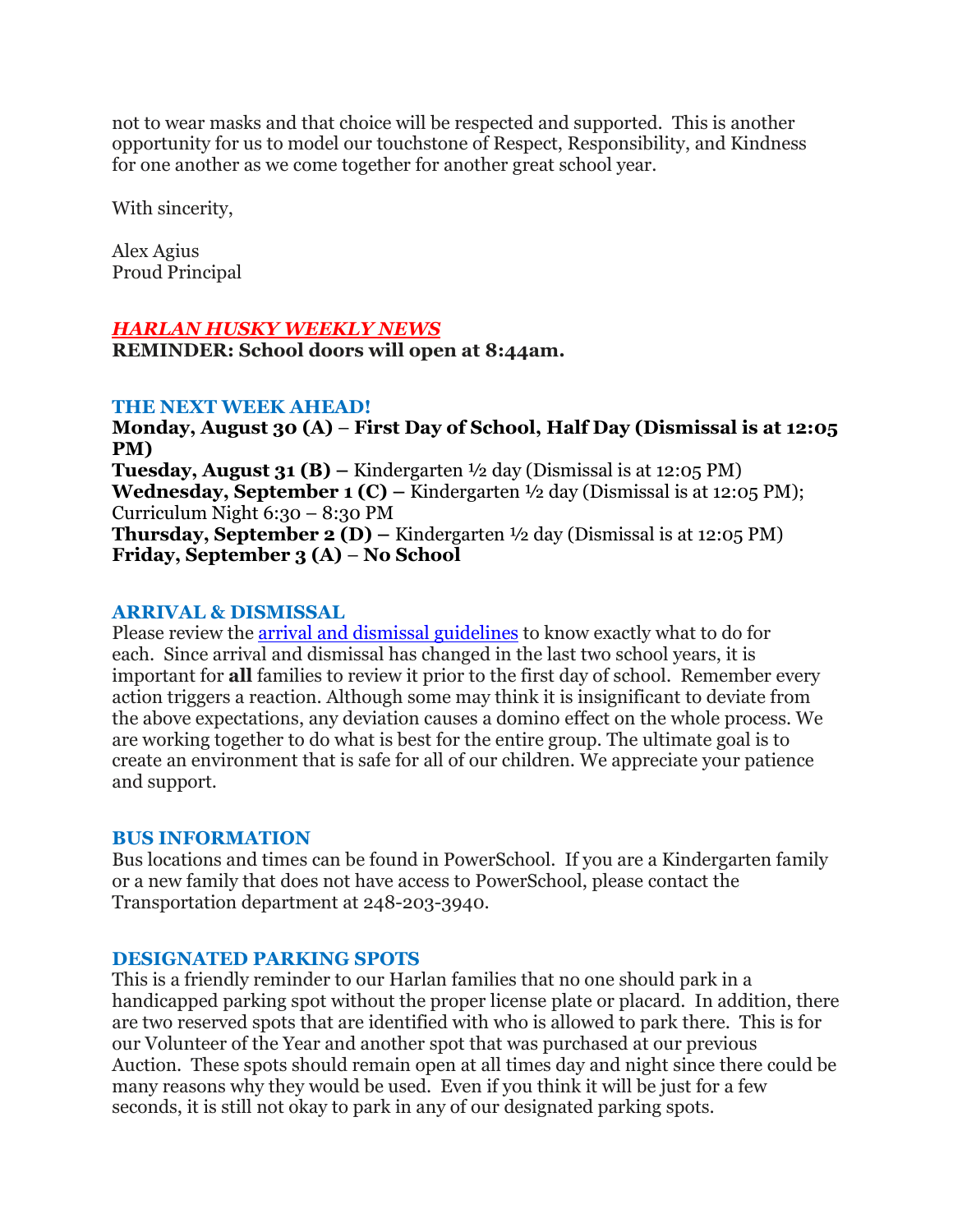not to wear masks and that choice will be respected and supported. This is another opportunity for us to model our touchstone of Respect, Responsibility, and Kindness for one another as we come together for another great school year.

With sincerity,

Alex Agius
Proud Principal

## ***HARLAN HUSKY WEEKLY NEWS***

**REMINDER: School doors will open at 8:44am.**

### THE NEXT WEEK AHEAD!

**Monday, August 30 (A) – First Day of School, Half Day (Dismissal is at 12:05 PM)**
**Tuesday, August 31 (B) –** Kindergarten ½ day (Dismissal is at 12:05 PM)
**Wednesday, September 1 (C) –** Kindergarten ½ day (Dismissal is at 12:05 PM); Curriculum Night 6:30 – 8:30 PM
**Thursday, September 2 (D) –** Kindergarten ½ day (Dismissal is at 12:05 PM)
**Friday, September 3 (A) – No School**

### ARRIVAL & DISMISSAL

Please review the arrival and dismissal guidelines to know exactly what to do for each. Since arrival and dismissal has changed in the last two school years, it is important for **all** families to review it prior to the first day of school. Remember every action triggers a reaction. Although some may think it is insignificant to deviate from the above expectations, any deviation causes a domino effect on the whole process. We are working together to do what is best for the entire group. The ultimate goal is to create an environment that is safe for all of our children. We appreciate your patience and support.

### BUS INFORMATION

Bus locations and times can be found in PowerSchool. If you are a Kindergarten family or a new family that does not have access to PowerSchool, please contact the Transportation department at 248-203-3940.

### DESIGNATED PARKING SPOTS

This is a friendly reminder to our Harlan families that no one should park in a handicapped parking spot without the proper license plate or placard. In addition, there are two reserved spots that are identified with who is allowed to park there. This is for our Volunteer of the Year and another spot that was purchased at our previous Auction. These spots should remain open at all times day and night since there could be many reasons why they would be used. Even if you think it will be just for a few seconds, it is still not okay to park in any of our designated parking spots.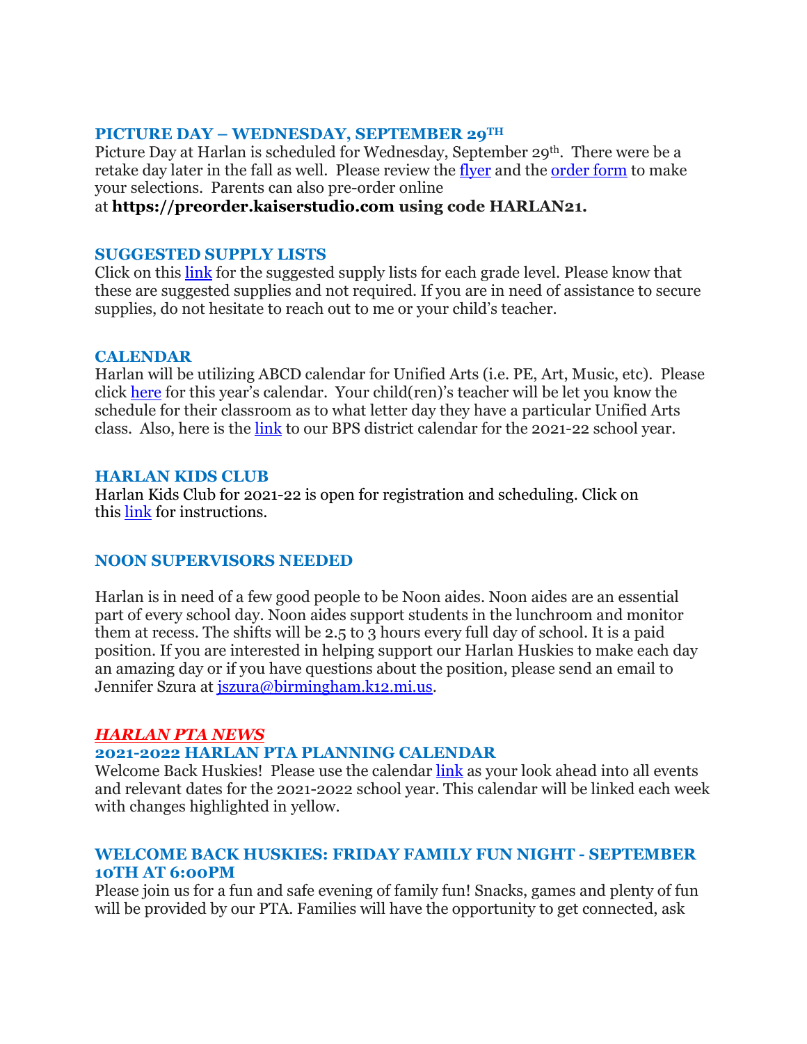### PICTURE DAY – WEDNESDAY, SEPTEMBER 29TH

Picture Day at Harlan is scheduled for Wednesday, September 29th. There were be a retake day later in the fall as well. Please review the flyer and the order form to make your selections. Parents can also pre-order online at **https://preorder.kaiserstudio.com using code HARLAN21.**

### SUGGESTED SUPPLY LISTS

Click on this link for the suggested supply lists for each grade level. Please know that these are suggested supplies and not required. If you are in need of assistance to secure supplies, do not hesitate to reach out to me or your child's teacher.

### CALENDAR

Harlan will be utilizing ABCD calendar for Unified Arts (i.e. PE, Art, Music, etc). Please click here for this year's calendar. Your child(ren)'s teacher will be let you know the schedule for their classroom as to what letter day they have a particular Unified Arts class. Also, here is the link to our BPS district calendar for the 2021-22 school year.

### HARLAN KIDS CLUB

Harlan Kids Club for 2021-22 is open for registration and scheduling. Click on this link for instructions.

### NOON SUPERVISORS NEEDED

Harlan is in need of a few good people to be Noon aides. Noon aides are an essential part of every school day. Noon aides support students in the lunchroom and monitor them at recess. The shifts will be 2.5 to 3 hours every full day of school. It is a paid position. If you are interested in helping support our Harlan Huskies to make each day an amazing day or if you have questions about the position, please send an email to Jennifer Szura at jszura@birmingham.k12.mi.us.

## *HARLAN PTA NEWS*

### 2021-2022 HARLAN PTA PLANNING CALENDAR

Welcome Back Huskies! Please use the calendar link as your look ahead into all events and relevant dates for the 2021-2022 school year. This calendar will be linked each week with changes highlighted in yellow.

### WELCOME BACK HUSKIES: FRIDAY FAMILY FUN NIGHT - SEPTEMBER 10TH AT 6:00PM

Please join us for a fun and safe evening of family fun! Snacks, games and plenty of fun will be provided by our PTA. Families will have the opportunity to get connected, ask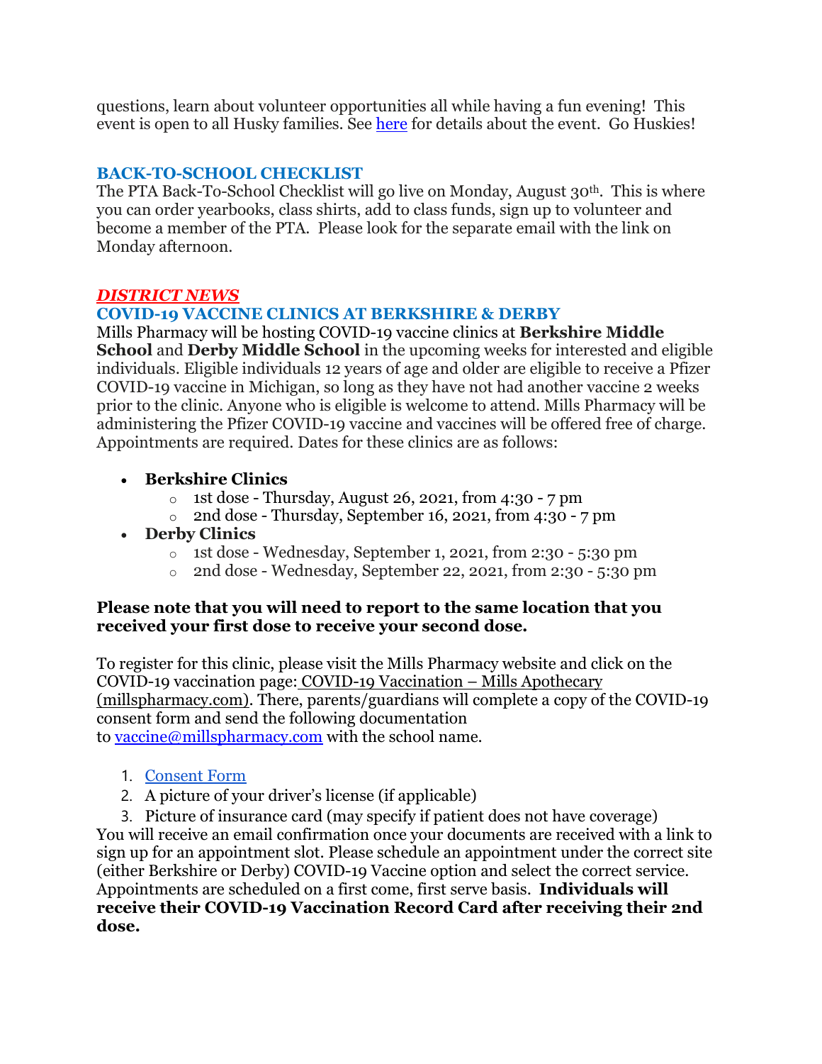questions, learn about volunteer opportunities all while having a fun evening! This event is open to all Husky families. See [here]() for details about the event. Go Huskies!

### BACK-TO-SCHOOL CHECKLIST

The PTA Back-To-School Checklist will go live on Monday, August 30th. This is where you can order yearbooks, class shirts, add to class funds, sign up to volunteer and become a member of the PTA. Please look for the separate email with the link on Monday afternoon.

## *DISTRICT NEWS*

### COVID-19 VACCINE CLINICS AT BERKSHIRE & DERBY

Mills Pharmacy will be hosting COVID-19 vaccine clinics at **Berkshire Middle School** and **Derby Middle School** in the upcoming weeks for interested and eligible individuals. Eligible individuals 12 years of age and older are eligible to receive a Pfizer COVID-19 vaccine in Michigan, so long as they have not had another vaccine 2 weeks prior to the clinic. Anyone who is eligible is welcome to attend. Mills Pharmacy will be administering the Pfizer COVID-19 vaccine and vaccines will be offered free of charge. Appointments are required. Dates for these clinics are as follows:

- **Berkshire Clinics**
  - 1st dose - Thursday, August 26, 2021, from 4:30 - 7 pm
  - 2nd dose - Thursday, September 16, 2021, from 4:30 - 7 pm
- **Derby Clinics**
  - 1st dose - Wednesday, September 1, 2021, from 2:30 - 5:30 pm
  - 2nd dose - Wednesday, September 22, 2021, from 2:30 - 5:30 pm

**Please note that you will need to report to the same location that you received your first dose to receive your second dose.**

To register for this clinic, please visit the Mills Pharmacy website and click on the COVID-19 vaccination page: COVID-19 Vaccination – Mills Apothecary (millspharmacy.com). There, parents/guardians will complete a copy of the COVID-19 consent form and send the following documentation to vaccine@millspharmacy.com with the school name.

1. Consent Form
2. A picture of your driver's license (if applicable)
3. Picture of insurance card (may specify if patient does not have coverage)

You will receive an email confirmation once your documents are received with a link to sign up for an appointment slot. Please schedule an appointment under the correct site (either Berkshire or Derby) COVID-19 Vaccine option and select the correct service. Appointments are scheduled on a first come, first serve basis. **Individuals will receive their COVID-19 Vaccination Record Card after receiving their 2nd dose.**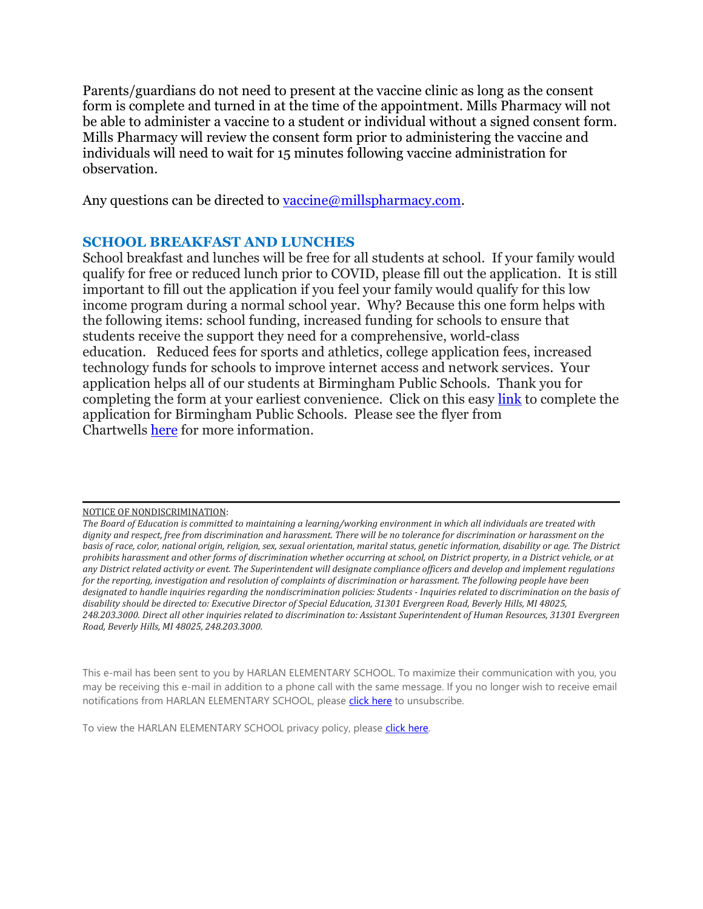Parents/guardians do not need to present at the vaccine clinic as long as the consent form is complete and turned in at the time of the appointment. Mills Pharmacy will not be able to administer a vaccine to a student or individual without a signed consent form. Mills Pharmacy will review the consent form prior to administering the vaccine and individuals will need to wait for 15 minutes following vaccine administration for observation.

Any questions can be directed to vaccine@millspharmacy.com.

## SCHOOL BREAKFAST AND LUNCHES

School breakfast and lunches will be free for all students at school. If your family would qualify for free or reduced lunch prior to COVID, please fill out the application. It is still important to fill out the application if you feel your family would qualify for this low income program during a normal school year. Why? Because this one form helps with the following items: school funding, increased funding for schools to ensure that students receive the support they need for a comprehensive, world-class education. Reduced fees for sports and athletics, college application fees, increased technology funds for schools to improve internet access and network services. Your application helps all of our students at Birmingham Public Schools. Thank you for completing the form at your earliest convenience. Click on this easy link to complete the application for Birmingham Public Schools. Please see the flyer from Chartwells here for more information.

---

NOTICE OF NONDISCRIMINATION:

*The Board of Education is committed to maintaining a learning/working environment in which all individuals are treated with dignity and respect, free from discrimination and harassment. There will be no tolerance for discrimination or harassment on the basis of race, color, national origin, religion, sex, sexual orientation, marital status, genetic information, disability or age. The District prohibits harassment and other forms of discrimination whether occurring at school, on District property, in a District vehicle, or at any District related activity or event. The Superintendent will designate compliance officers and develop and implement regulations for the reporting, investigation and resolution of complaints of discrimination or harassment. The following people have been designated to handle inquiries regarding the nondiscrimination policies: Students - Inquiries related to discrimination on the basis of disability should be directed to: Executive Director of Special Education, 31301 Evergreen Road, Beverly Hills, MI 48025, 248.203.3000. Direct all other inquiries related to discrimination to: Assistant Superintendent of Human Resources, 31301 Evergreen Road, Beverly Hills, MI 48025, 248.203.3000.*

This e-mail has been sent to you by HARLAN ELEMENTARY SCHOOL. To maximize their communication with you, you may be receiving this e-mail in addition to a phone call with the same message. If you no longer wish to receive email notifications from HARLAN ELEMENTARY SCHOOL, please click here to unsubscribe.

To view the HARLAN ELEMENTARY SCHOOL privacy policy, please click here.